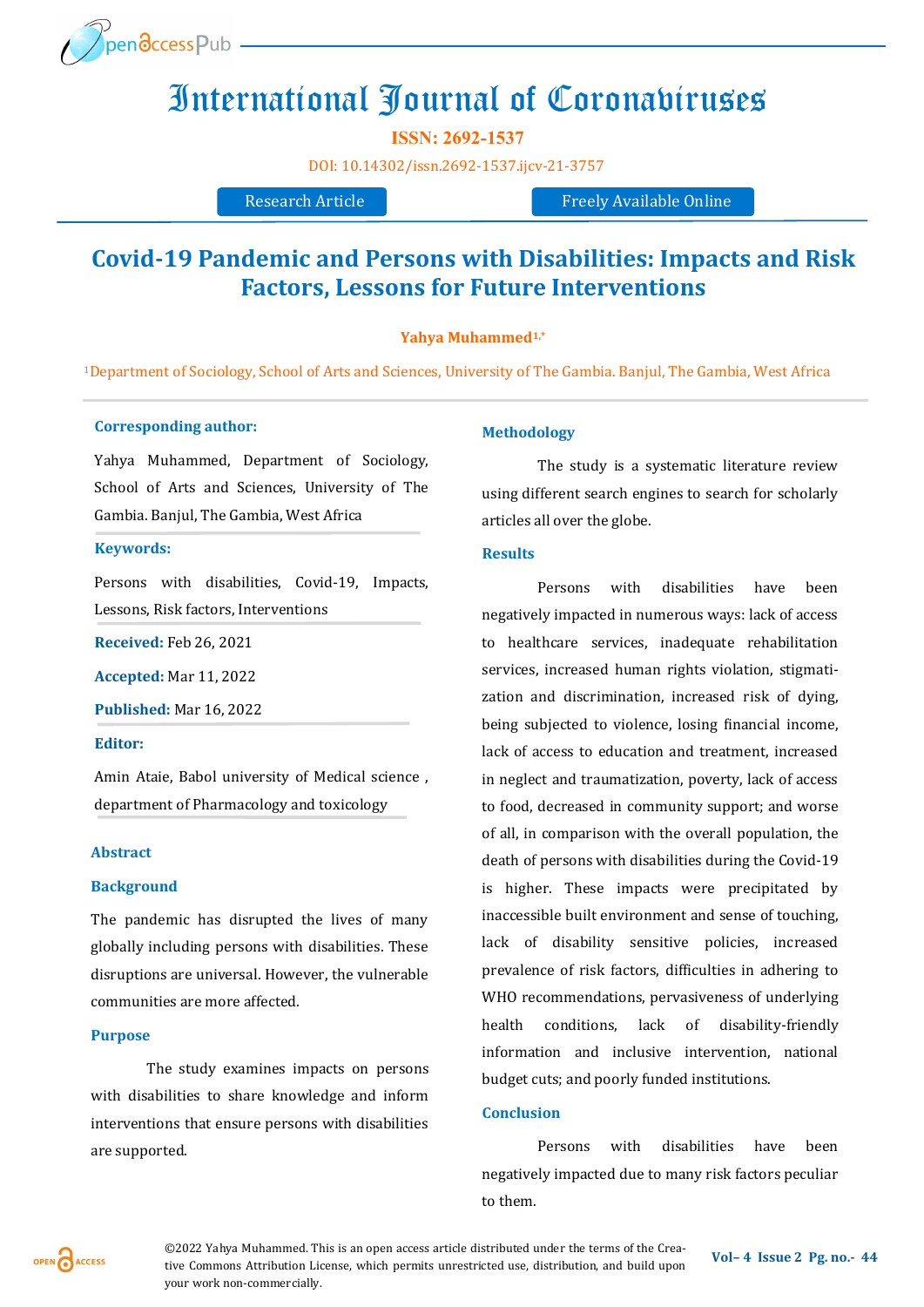# International Journal of Coronaviruses

**ISSN: 2692-1537**

DOI: 10.14302/issn.2692-1537.ijcv-21-3757

Research Article | Freely Available Online

## Covid-19 Pandemic and Persons with Disabilities: Impacts and Risk Factors, Lessons for Future Interventions

**Yahya Muhammed[1,*]**

[1]Department of Sociology, School of Arts and Sciences, University of The Gambia. Banjul, The Gambia, West Africa

**Corresponding author:**

Yahya Muhammed, Department of Sociology, School of Arts and Sciences, University of The Gambia. Banjul, The Gambia, West Africa

**Keywords:**

Persons with disabilities, Covid-19, Impacts, Lessons, Risk factors, Interventions

**Received:** Feb 26, 2021

**Accepted:** Mar 11, 2022

**Published:** Mar 16, 2022

**Editor:**

Amin Ataie, Babol university of Medical science , department of Pharmacology and toxicology

### Abstract

#### Background

The pandemic has disrupted the lives of many globally including persons with disabilities. These disruptions are universal. However, the vulnerable communities are more affected.

#### Purpose

The study examines impacts on persons with disabilities to share knowledge and inform interventions that ensure persons with disabilities are supported.

#### Methodology

The study is a systematic literature review using different search engines to search for scholarly articles all over the globe.

#### Results

Persons with disabilities have been negatively impacted in numerous ways: lack of access to healthcare services, inadequate rehabilitation services, increased human rights violation, stigmatization and discrimination, increased risk of dying, being subjected to violence, losing financial income, lack of access to education and treatment, increased in neglect and traumatization, poverty, lack of access to food, decreased in community support; and worse of all, in comparison with the overall population, the death of persons with disabilities during the Covid-19 is higher. These impacts were precipitated by inaccessible built environment and sense of touching, lack of disability sensitive policies, increased prevalence of risk factors, difficulties in adhering to WHO recommendations, pervasiveness of underlying health conditions, lack of disability-friendly information and inclusive intervention, national budget cuts; and poorly funded institutions.

#### Conclusion

Persons with disabilities have been negatively impacted due to many risk factors peculiar to them.

©2022 Yahya Muhammed. This is an open access article distributed under the terms of the Creative Commons Attribution License, which permits unrestricted use, distribution, and build upon your work non-commercially.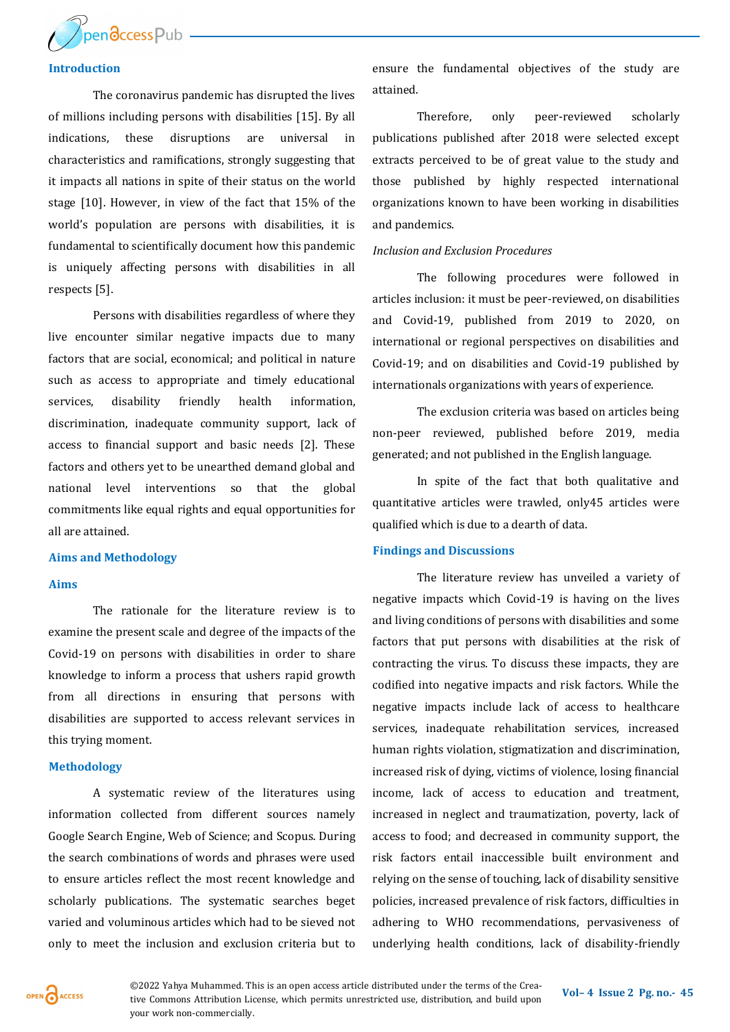## Introduction

The coronavirus pandemic has disrupted the lives of millions including persons with disabilities [15]. By all indications, these disruptions are universal in characteristics and ramifications, strongly suggesting that it impacts all nations in spite of their status on the world stage [10]. However, in view of the fact that 15% of the world's population are persons with disabilities, it is fundamental to scientifically document how this pandemic is uniquely affecting persons with disabilities in all respects [5].

Persons with disabilities regardless of where they live encounter similar negative impacts due to many factors that are social, economical; and political in nature such as access to appropriate and timely educational services, disability friendly health information, discrimination, inadequate community support, lack of access to financial support and basic needs [2]. These factors and others yet to be unearthed demand global and national level interventions so that the global commitments like equal rights and equal opportunities for all are attained.

## Aims and Methodology

### Aims

The rationale for the literature review is to examine the present scale and degree of the impacts of the Covid-19 on persons with disabilities in order to share knowledge to inform a process that ushers rapid growth from all directions in ensuring that persons with disabilities are supported to access relevant services in this trying moment.

### Methodology

A systematic review of the literatures using information collected from different sources namely Google Search Engine, Web of Science; and Scopus. During the search combinations of words and phrases were used to ensure articles reflect the most recent knowledge and scholarly publications. The systematic searches beget varied and voluminous articles which had to be sieved not only to meet the inclusion and exclusion criteria but to ensure the fundamental objectives of the study are attained.

Therefore, only peer-reviewed scholarly publications published after 2018 were selected except extracts perceived to be of great value to the study and those published by highly respected international organizations known to have been working in disabilities and pandemics.

*Inclusion and Exclusion Procedures*

The following procedures were followed in articles inclusion: it must be peer-reviewed, on disabilities and Covid-19, published from 2019 to 2020, on international or regional perspectives on disabilities and Covid-19; and on disabilities and Covid-19 published by internationals organizations with years of experience.

The exclusion criteria was based on articles being non-peer reviewed, published before 2019, media generated; and not published in the English language.

In spite of the fact that both qualitative and quantitative articles were trawled, only45 articles were qualified which is due to a dearth of data.

## Findings and Discussions

The literature review has unveiled a variety of negative impacts which Covid-19 is having on the lives and living conditions of persons with disabilities and some factors that put persons with disabilities at the risk of contracting the virus. To discuss these impacts, they are codified into negative impacts and risk factors. While the negative impacts include lack of access to healthcare services, inadequate rehabilitation services, increased human rights violation, stigmatization and discrimination, increased risk of dying, victims of violence, losing financial income, lack of access to education and treatment, increased in neglect and traumatization, poverty, lack of access to food; and decreased in community support, the risk factors entail inaccessible built environment and relying on the sense of touching, lack of disability sensitive policies, increased prevalence of risk factors, difficulties in adhering to WHO recommendations, pervasiveness of underlying health conditions, lack of disability-friendly

©2022 Yahya Muhammed. This is an open access article distributed under the terms of the Creative Commons Attribution License, which permits unrestricted use, distribution, and build upon your work non-commercially.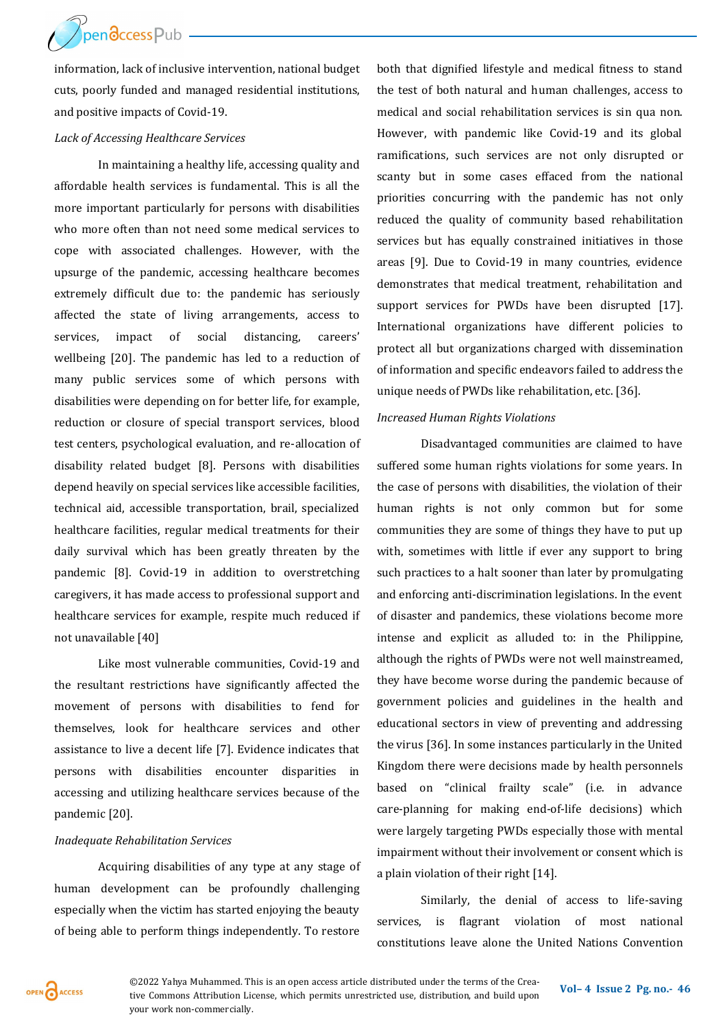information, lack of inclusive intervention, national budget cuts, poorly funded and managed residential institutions, and positive impacts of Covid-19.

*Lack of Accessing Healthcare Services*

In maintaining a healthy life, accessing quality and affordable health services is fundamental. This is all the more important particularly for persons with disabilities who more often than not need some medical services to cope with associated challenges. However, with the upsurge of the pandemic, accessing healthcare becomes extremely difficult due to: the pandemic has seriously affected the state of living arrangements, access to services, impact of social distancing, careers' wellbeing [20]. The pandemic has led to a reduction of many public services some of which persons with disabilities were depending on for better life, for example, reduction or closure of special transport services, blood test centers, psychological evaluation, and re-allocation of disability related budget [8]. Persons with disabilities depend heavily on special services like accessible facilities, technical aid, accessible transportation, brail, specialized healthcare facilities, regular medical treatments for their daily survival which has been greatly threaten by the pandemic [8]. Covid-19 in addition to overstretching caregivers, it has made access to professional support and healthcare services for example, respite much reduced if not unavailable [40]

Like most vulnerable communities, Covid-19 and the resultant restrictions have significantly affected the movement of persons with disabilities to fend for themselves, look for healthcare services and other assistance to live a decent life [7]. Evidence indicates that persons with disabilities encounter disparities in accessing and utilizing healthcare services because of the pandemic [20].

*Inadequate Rehabilitation Services*

Acquiring disabilities of any type at any stage of human development can be profoundly challenging especially when the victim has started enjoying the beauty of being able to perform things independently. To restore both that dignified lifestyle and medical fitness to stand the test of both natural and human challenges, access to medical and social rehabilitation services is sin qua non. However, with pandemic like Covid-19 and its global ramifications, such services are not only disrupted or scanty but in some cases effaced from the national priorities concurring with the pandemic has not only reduced the quality of community based rehabilitation services but has equally constrained initiatives in those areas [9]. Due to Covid-19 in many countries, evidence demonstrates that medical treatment, rehabilitation and support services for PWDs have been disrupted [17]. International organizations have different policies to protect all but organizations charged with dissemination of information and specific endeavors failed to address the unique needs of PWDs like rehabilitation, etc. [36].

*Increased Human Rights Violations*

Disadvantaged communities are claimed to have suffered some human rights violations for some years. In the case of persons with disabilities, the violation of their human rights is not only common but for some communities they are some of things they have to put up with, sometimes with little if ever any support to bring such practices to a halt sooner than later by promulgating and enforcing anti-discrimination legislations. In the event of disaster and pandemics, these violations become more intense and explicit as alluded to: in the Philippine, although the rights of PWDs were not well mainstreamed, they have become worse during the pandemic because of government policies and guidelines in the health and educational sectors in view of preventing and addressing the virus [36]. In some instances particularly in the United Kingdom there were decisions made by health personnels based on "clinical frailty scale" (i.e. in advance care-planning for making end-of-life decisions) which were largely targeting PWDs especially those with mental impairment without their involvement or consent which is a plain violation of their right [14].

Similarly, the denial of access to life-saving services, is flagrant violation of most national constitutions leave alone the United Nations Convention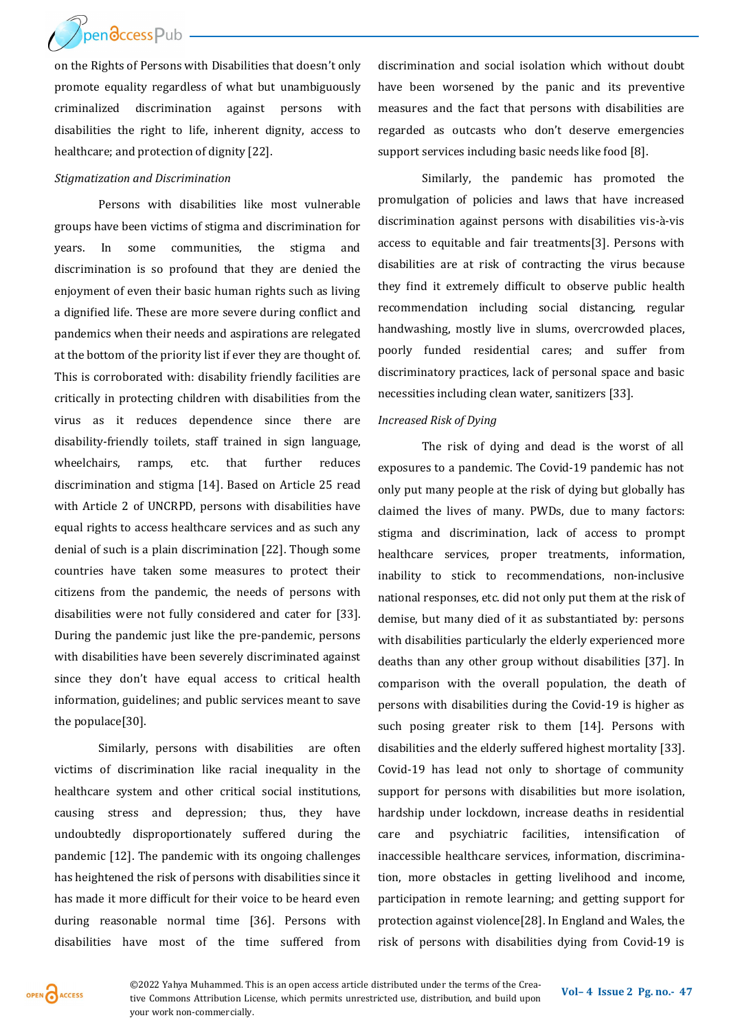on the Rights of Persons with Disabilities that doesn't only promote equality regardless of what but unambiguously criminalized discrimination against persons with disabilities the right to life, inherent dignity, access to healthcare; and protection of dignity [22].

*Stigmatization and Discrimination*

Persons with disabilities like most vulnerable groups have been victims of stigma and discrimination for years. In some communities, the stigma and discrimination is so profound that they are denied the enjoyment of even their basic human rights such as living a dignified life. These are more severe during conflict and pandemics when their needs and aspirations are relegated at the bottom of the priority list if ever they are thought of. This is corroborated with: disability friendly facilities are critically in protecting children with disabilities from the virus as it reduces dependence since there are disability-friendly toilets, staff trained in sign language, wheelchairs, ramps, etc. that further reduces discrimination and stigma [14]. Based on Article 25 read with Article 2 of UNCRPD, persons with disabilities have equal rights to access healthcare services and as such any denial of such is a plain discrimination [22]. Though some countries have taken some measures to protect their citizens from the pandemic, the needs of persons with disabilities were not fully considered and cater for [33]. During the pandemic just like the pre-pandemic, persons with disabilities have been severely discriminated against since they don't have equal access to critical health information, guidelines; and public services meant to save the populace[30].

Similarly, persons with disabilities are often victims of discrimination like racial inequality in the healthcare system and other critical social institutions, causing stress and depression; thus, they have undoubtedly disproportionately suffered during the pandemic [12]. The pandemic with its ongoing challenges has heightened the risk of persons with disabilities since it has made it more difficult for their voice to be heard even during reasonable normal time [36]. Persons with disabilities have most of the time suffered from discrimination and social isolation which without doubt have been worsened by the panic and its preventive measures and the fact that persons with disabilities are regarded as outcasts who don't deserve emergencies support services including basic needs like food [8].

Similarly, the pandemic has promoted the promulgation of policies and laws that have increased discrimination against persons with disabilities vis-à-vis access to equitable and fair treatments[3]. Persons with disabilities are at risk of contracting the virus because they find it extremely difficult to observe public health recommendation including social distancing, regular handwashing, mostly live in slums, overcrowded places, poorly funded residential cares; and suffer from discriminatory practices, lack of personal space and basic necessities including clean water, sanitizers [33].

*Increased Risk of Dying*

The risk of dying and dead is the worst of all exposures to a pandemic. The Covid-19 pandemic has not only put many people at the risk of dying but globally has claimed the lives of many. PWDs, due to many factors: stigma and discrimination, lack of access to prompt healthcare services, proper treatments, information, inability to stick to recommendations, non-inclusive national responses, etc. did not only put them at the risk of demise, but many died of it as substantiated by: persons with disabilities particularly the elderly experienced more deaths than any other group without disabilities [37]. In comparison with the overall population, the death of persons with disabilities during the Covid-19 is higher as such posing greater risk to them [14]. Persons with disabilities and the elderly suffered highest mortality [33]. Covid-19 has lead not only to shortage of community support for persons with disabilities but more isolation, hardship under lockdown, increase deaths in residential care and psychiatric facilities, intensification of inaccessible healthcare services, information, discrimination, more obstacles in getting livelihood and income, participation in remote learning; and getting support for protection against violence[28]. In England and Wales, the risk of persons with disabilities dying from Covid-19 is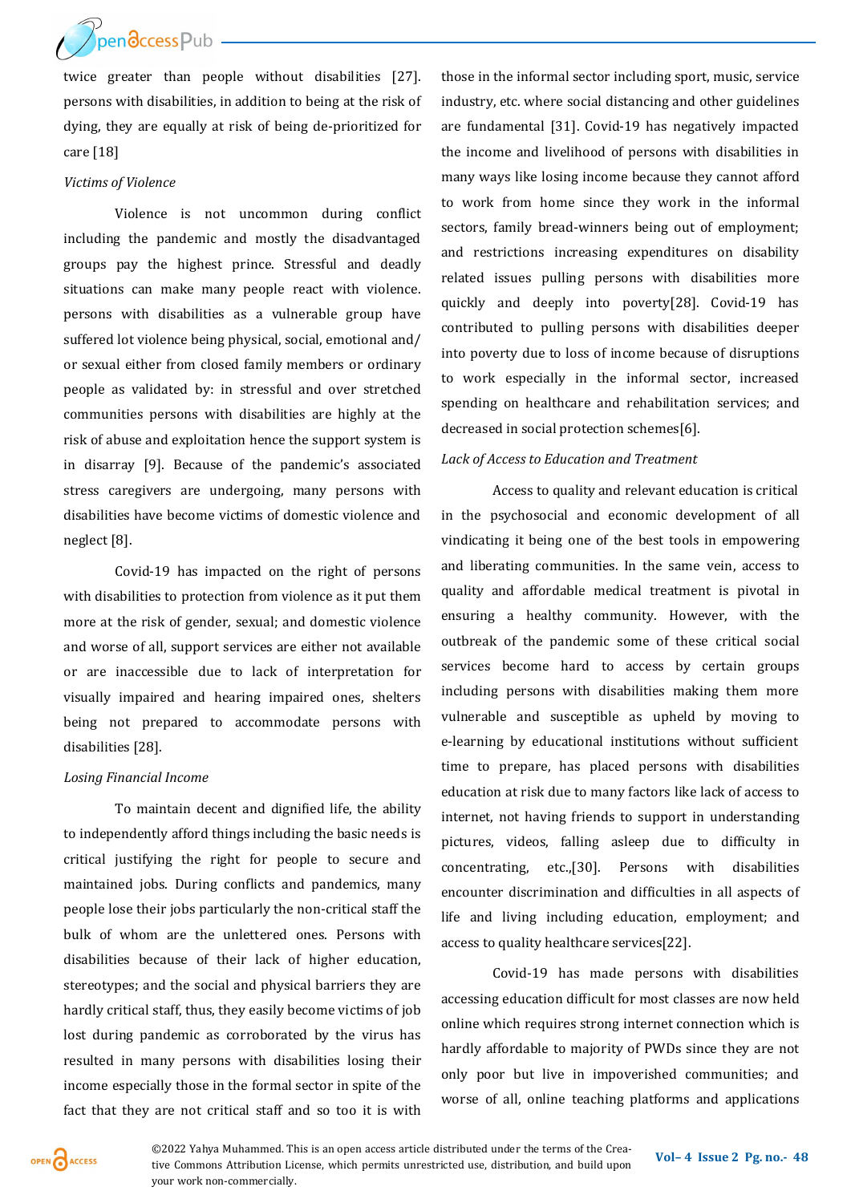twice greater than people without disabilities [27]. persons with disabilities, in addition to being at the risk of dying, they are equally at risk of being de-prioritized for care [18]

*Victims of Violence*

Violence is not uncommon during conflict including the pandemic and mostly the disadvantaged groups pay the highest prince. Stressful and deadly situations can make many people react with violence. persons with disabilities as a vulnerable group have suffered lot violence being physical, social, emotional and/or sexual either from closed family members or ordinary people as validated by: in stressful and over stretched communities persons with disabilities are highly at the risk of abuse and exploitation hence the support system is in disarray [9]. Because of the pandemic's associated stress caregivers are undergoing, many persons with disabilities have become victims of domestic violence and neglect [8].

Covid-19 has impacted on the right of persons with disabilities to protection from violence as it put them more at the risk of gender, sexual; and domestic violence and worse of all, support services are either not available or are inaccessible due to lack of interpretation for visually impaired and hearing impaired ones, shelters being not prepared to accommodate persons with disabilities [28].

*Losing Financial Income*

To maintain decent and dignified life, the ability to independently afford things including the basic needs is critical justifying the right for people to secure and maintained jobs. During conflicts and pandemics, many people lose their jobs particularly the non-critical staff the bulk of whom are the unlettered ones. Persons with disabilities because of their lack of higher education, stereotypes; and the social and physical barriers they are hardly critical staff, thus, they easily become victims of job lost during pandemic as corroborated by the virus has resulted in many persons with disabilities losing their income especially those in the formal sector in spite of the fact that they are not critical staff and so too it is with those in the informal sector including sport, music, service industry, etc. where social distancing and other guidelines are fundamental [31]. Covid-19 has negatively impacted the income and livelihood of persons with disabilities in many ways like losing income because they cannot afford to work from home since they work in the informal sectors, family bread-winners being out of employment; and restrictions increasing expenditures on disability related issues pulling persons with disabilities more quickly and deeply into poverty[28]. Covid-19 has contributed to pulling persons with disabilities deeper into poverty due to loss of income because of disruptions to work especially in the informal sector, increased spending on healthcare and rehabilitation services; and decreased in social protection schemes[6].

*Lack of Access to Education and Treatment*

Access to quality and relevant education is critical in the psychosocial and economic development of all vindicating it being one of the best tools in empowering and liberating communities. In the same vein, access to quality and affordable medical treatment is pivotal in ensuring a healthy community. However, with the outbreak of the pandemic some of these critical social services become hard to access by certain groups including persons with disabilities making them more vulnerable and susceptible as upheld by moving to e-learning by educational institutions without sufficient time to prepare, has placed persons with disabilities education at risk due to many factors like lack of access to internet, not having friends to support in understanding pictures, videos, falling asleep due to difficulty in concentrating, etc.,[30]. Persons with disabilities encounter discrimination and difficulties in all aspects of life and living including education, employment; and access to quality healthcare services[22].

Covid-19 has made persons with disabilities accessing education difficult for most classes are now held online which requires strong internet connection which is hardly affordable to majority of PWDs since they are not only poor but live in impoverished communities; and worse of all, online teaching platforms and applications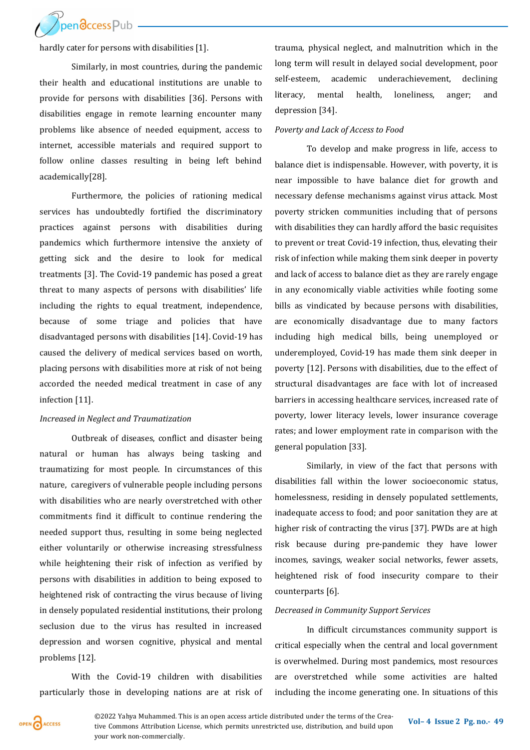hardly cater for persons with disabilities [1].

Similarly, in most countries, during the pandemic their health and educational institutions are unable to provide for persons with disabilities [36]. Persons with disabilities engage in remote learning encounter many problems like absence of needed equipment, access to internet, accessible materials and required support to follow online classes resulting in being left behind academically[28].

Furthermore, the policies of rationing medical services has undoubtedly fortified the discriminatory practices against persons with disabilities during pandemics which furthermore intensive the anxiety of getting sick and the desire to look for medical treatments [3]. The Covid-19 pandemic has posed a great threat to many aspects of persons with disabilities' life including the rights to equal treatment, independence, because of some triage and policies that have disadvantaged persons with disabilities [14]. Covid-19 has caused the delivery of medical services based on worth, placing persons with disabilities more at risk of not being accorded the needed medical treatment in case of any infection [11].

*Increased in Neglect and Traumatization*

Outbreak of diseases, conflict and disaster being natural or human has always being tasking and traumatizing for most people. In circumstances of this nature, caregivers of vulnerable people including persons with disabilities who are nearly overstretched with other commitments find it difficult to continue rendering the needed support thus, resulting in some being neglected either voluntarily or otherwise increasing stressfulness while heightening their risk of infection as verified by persons with disabilities in addition to being exposed to heightened risk of contracting the virus because of living in densely populated residential institutions, their prolong seclusion due to the virus has resulted in increased depression and worsen cognitive, physical and mental problems [12].

With the Covid-19 children with disabilities particularly those in developing nations are at risk of trauma, physical neglect, and malnutrition which in the long term will result in delayed social development, poor self-esteem, academic underachievement, declining literacy, mental health, loneliness, anger; and depression [34].

*Poverty and Lack of Access to Food*

To develop and make progress in life, access to balance diet is indispensable. However, with poverty, it is near impossible to have balance diet for growth and necessary defense mechanisms against virus attack. Most poverty stricken communities including that of persons with disabilities they can hardly afford the basic requisites to prevent or treat Covid-19 infection, thus, elevating their risk of infection while making them sink deeper in poverty and lack of access to balance diet as they are rarely engage in any economically viable activities while footing some bills as vindicated by because persons with disabilities, are economically disadvantage due to many factors including high medical bills, being unemployed or underemployed, Covid-19 has made them sink deeper in poverty [12]. Persons with disabilities, due to the effect of structural disadvantages are face with lot of increased barriers in accessing healthcare services, increased rate of poverty, lower literacy levels, lower insurance coverage rates; and lower employment rate in comparison with the general population [33].

Similarly, in view of the fact that persons with disabilities fall within the lower socioeconomic status, homelessness, residing in densely populated settlements, inadequate access to food; and poor sanitation they are at higher risk of contracting the virus [37]. PWDs are at high risk because during pre-pandemic they have lower incomes, savings, weaker social networks, fewer assets, heightened risk of food insecurity compare to their counterparts [6].

*Decreased in Community Support Services*

In difficult circumstances community support is critical especially when the central and local government is overwhelmed. During most pandemics, most resources are overstretched while some activities are halted including the income generating one. In situations of this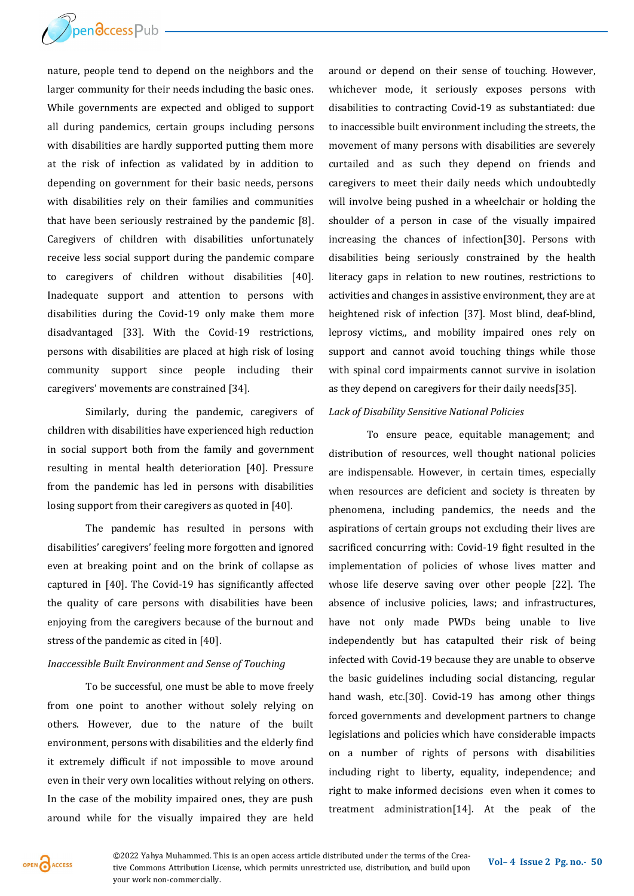nature, people tend to depend on the neighbors and the larger community for their needs including the basic ones. While governments are expected and obliged to support all during pandemics, certain groups including persons with disabilities are hardly supported putting them more at the risk of infection as validated by in addition to depending on government for their basic needs, persons with disabilities rely on their families and communities that have been seriously restrained by the pandemic [8]. Caregivers of children with disabilities unfortunately receive less social support during the pandemic compare to caregivers of children without disabilities [40]. Inadequate support and attention to persons with disabilities during the Covid-19 only make them more disadvantaged [33]. With the Covid-19 restrictions, persons with disabilities are placed at high risk of losing community support since people including their caregivers' movements are constrained [34].

Similarly, during the pandemic, caregivers of children with disabilities have experienced high reduction in social support both from the family and government resulting in mental health deterioration [40]. Pressure from the pandemic has led in persons with disabilities losing support from their caregivers as quoted in [40].

The pandemic has resulted in persons with disabilities' caregivers' feeling more forgotten and ignored even at breaking point and on the brink of collapse as captured in [40]. The Covid-19 has significantly affected the quality of care persons with disabilities have been enjoying from the caregivers because of the burnout and stress of the pandemic as cited in [40].

*Inaccessible Built Environment and Sense of Touching*

To be successful, one must be able to move freely from one point to another without solely relying on others. However, due to the nature of the built environment, persons with disabilities and the elderly find it extremely difficult if not impossible to move around even in their very own localities without relying on others. In the case of the mobility impaired ones, they are push around while for the visually impaired they are held around or depend on their sense of touching. However, whichever mode, it seriously exposes persons with disabilities to contracting Covid-19 as substantiated: due to inaccessible built environment including the streets, the movement of many persons with disabilities are severely curtailed and as such they depend on friends and caregivers to meet their daily needs which undoubtedly will involve being pushed in a wheelchair or holding the shoulder of a person in case of the visually impaired increasing the chances of infection[30]. Persons with disabilities being seriously constrained by the health literacy gaps in relation to new routines, restrictions to activities and changes in assistive environment, they are at heightened risk of infection [37]. Most blind, deaf-blind, leprosy victims,, and mobility impaired ones rely on support and cannot avoid touching things while those with spinal cord impairments cannot survive in isolation as they depend on caregivers for their daily needs[35].

*Lack of Disability Sensitive National Policies*

To ensure peace, equitable management; and distribution of resources, well thought national policies are indispensable. However, in certain times, especially when resources are deficient and society is threaten by phenomena, including pandemics, the needs and the aspirations of certain groups not excluding their lives are sacrificed concurring with: Covid-19 fight resulted in the implementation of policies of whose lives matter and whose life deserve saving over other people [22]. The absence of inclusive policies, laws; and infrastructures, have not only made PWDs being unable to live independently but has catapulted their risk of being infected with Covid-19 because they are unable to observe the basic guidelines including social distancing, regular hand wash, etc.[30]. Covid-19 has among other things forced governments and development partners to change legislations and policies which have considerable impacts on a number of rights of persons with disabilities including right to liberty, equality, independence; and right to make informed decisions even when it comes to treatment administration[14]. At the peak of the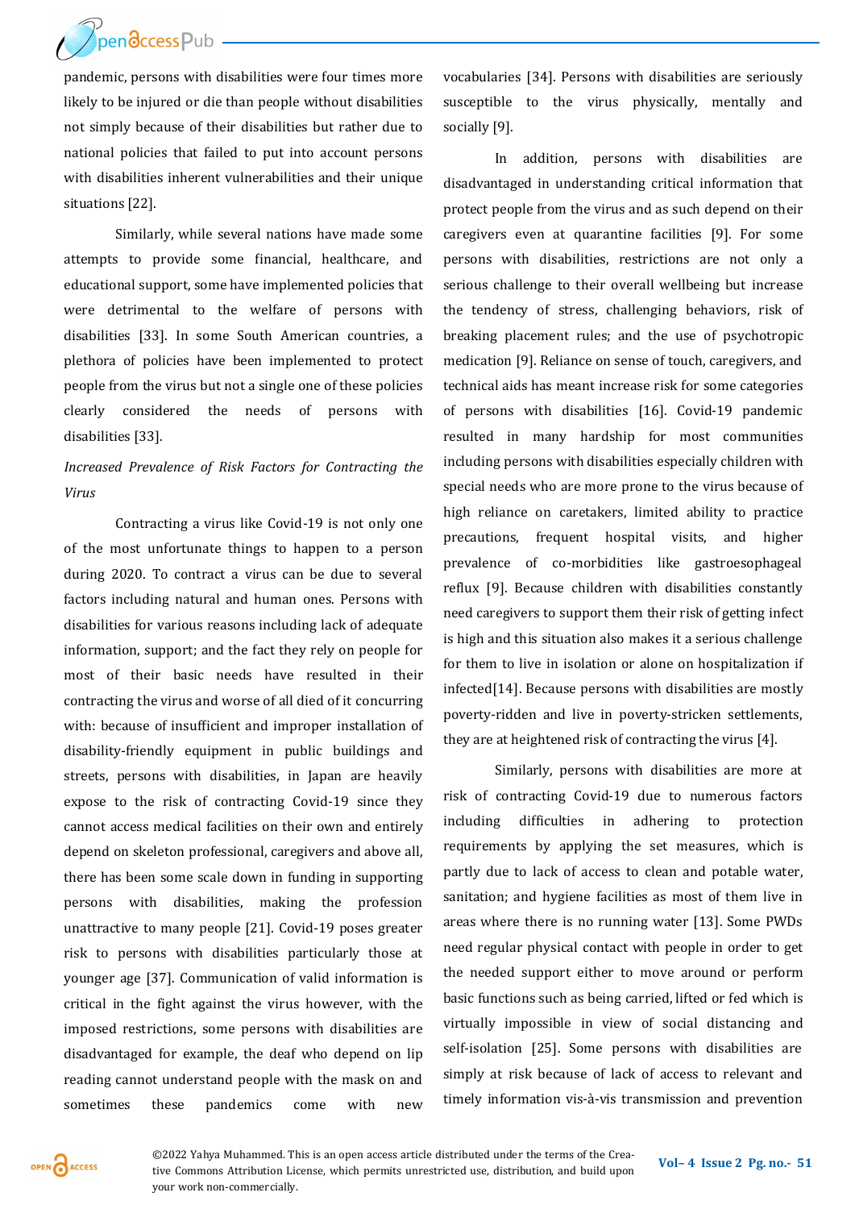pandemic, persons with disabilities were four times more likely to be injured or die than people without disabilities not simply because of their disabilities but rather due to national policies that failed to put into account persons with disabilities inherent vulnerabilities and their unique situations [22].

Similarly, while several nations have made some attempts to provide some financial, healthcare, and educational support, some have implemented policies that were detrimental to the welfare of persons with disabilities [33]. In some South American countries, a plethora of policies have been implemented to protect people from the virus but not a single one of these policies clearly considered the needs of persons with disabilities [33].

*Increased Prevalence of Risk Factors for Contracting the Virus*

Contracting a virus like Covid-19 is not only one of the most unfortunate things to happen to a person during 2020. To contract a virus can be due to several factors including natural and human ones. Persons with disabilities for various reasons including lack of adequate information, support; and the fact they rely on people for most of their basic needs have resulted in their contracting the virus and worse of all died of it concurring with: because of insufficient and improper installation of disability-friendly equipment in public buildings and streets, persons with disabilities, in Japan are heavily expose to the risk of contracting Covid-19 since they cannot access medical facilities on their own and entirely depend on skeleton professional, caregivers and above all, there has been some scale down in funding in supporting persons with disabilities, making the profession unattractive to many people [21]. Covid-19 poses greater risk to persons with disabilities particularly those at younger age [37]. Communication of valid information is critical in the fight against the virus however, with the imposed restrictions, some persons with disabilities are disadvantaged for example, the deaf who depend on lip reading cannot understand people with the mask on and sometimes these pandemics come with new vocabularies [34]. Persons with disabilities are seriously susceptible to the virus physically, mentally and socially [9].

In addition, persons with disabilities are disadvantaged in understanding critical information that protect people from the virus and as such depend on their caregivers even at quarantine facilities [9]. For some persons with disabilities, restrictions are not only a serious challenge to their overall wellbeing but increase the tendency of stress, challenging behaviors, risk of breaking placement rules; and the use of psychotropic medication [9]. Reliance on sense of touch, caregivers, and technical aids has meant increase risk for some categories of persons with disabilities [16]. Covid-19 pandemic resulted in many hardship for most communities including persons with disabilities especially children with special needs who are more prone to the virus because of high reliance on caretakers, limited ability to practice precautions, frequent hospital visits, and higher prevalence of co-morbidities like gastroesophageal reflux [9]. Because children with disabilities constantly need caregivers to support them their risk of getting infect is high and this situation also makes it a serious challenge for them to live in isolation or alone on hospitalization if infected[14]. Because persons with disabilities are mostly poverty-ridden and live in poverty-stricken settlements, they are at heightened risk of contracting the virus [4].

Similarly, persons with disabilities are more at risk of contracting Covid-19 due to numerous factors including difficulties in adhering to protection requirements by applying the set measures, which is partly due to lack of access to clean and potable water, sanitation; and hygiene facilities as most of them live in areas where there is no running water [13]. Some PWDs need regular physical contact with people in order to get the needed support either to move around or perform basic functions such as being carried, lifted or fed which is virtually impossible in view of social distancing and self-isolation [25]. Some persons with disabilities are simply at risk because of lack of access to relevant and timely information vis-à-vis transmission and prevention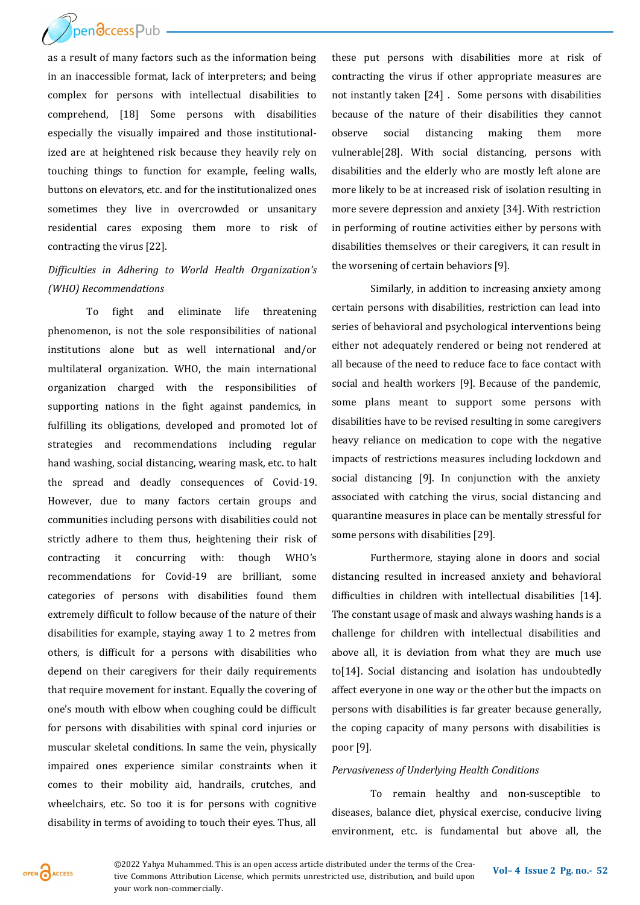as a result of many factors such as the information being in an inaccessible format, lack of interpreters; and being complex for persons with intellectual disabilities to comprehend, [18] Some persons with disabilities especially the visually impaired and those institutionalized are at heightened risk because they heavily rely on touching things to function for example, feeling walls, buttons on elevators, etc. and for the institutionalized ones sometimes they live in overcrowded or unsanitary residential cares exposing them more to risk of contracting the virus [22].

*Difficulties in Adhering to World Health Organization's (WHO) Recommendations*

To fight and eliminate life threatening phenomenon, is not the sole responsibilities of national institutions alone but as well international and/or multilateral organization. WHO, the main international organization charged with the responsibilities of supporting nations in the fight against pandemics, in fulfilling its obligations, developed and promoted lot of strategies and recommendations including regular hand washing, social distancing, wearing mask, etc. to halt the spread and deadly consequences of Covid-19. However, due to many factors certain groups and communities including persons with disabilities could not strictly adhere to them thus, heightening their risk of contracting it concurring with: though WHO's recommendations for Covid-19 are brilliant, some categories of persons with disabilities found them extremely difficult to follow because of the nature of their disabilities for example, staying away 1 to 2 metres from others, is difficult for a persons with disabilities who depend on their caregivers for their daily requirements that require movement for instant. Equally the covering of one's mouth with elbow when coughing could be difficult for persons with disabilities with spinal cord injuries or muscular skeletal conditions. In same the vein, physically impaired ones experience similar constraints when it comes to their mobility aid, handrails, crutches, and wheelchairs, etc. So too it is for persons with cognitive disability in terms of avoiding to touch their eyes. Thus, all these put persons with disabilities more at risk of contracting the virus if other appropriate measures are not instantly taken [24] . Some persons with disabilities because of the nature of their disabilities they cannot observe social distancing making them more vulnerable[28]. With social distancing, persons with disabilities and the elderly who are mostly left alone are more likely to be at increased risk of isolation resulting in more severe depression and anxiety [34]. With restriction in performing of routine activities either by persons with disabilities themselves or their caregivers, it can result in the worsening of certain behaviors [9].

Similarly, in addition to increasing anxiety among certain persons with disabilities, restriction can lead into series of behavioral and psychological interventions being either not adequately rendered or being not rendered at all because of the need to reduce face to face contact with social and health workers [9]. Because of the pandemic, some plans meant to support some persons with disabilities have to be revised resulting in some caregivers heavy reliance on medication to cope with the negative impacts of restrictions measures including lockdown and social distancing [9]. In conjunction with the anxiety associated with catching the virus, social distancing and quarantine measures in place can be mentally stressful for some persons with disabilities [29].

Furthermore, staying alone in doors and social distancing resulted in increased anxiety and behavioral difficulties in children with intellectual disabilities [14]. The constant usage of mask and always washing hands is a challenge for children with intellectual disabilities and above all, it is deviation from what they are much use to[14]. Social distancing and isolation has undoubtedly affect everyone in one way or the other but the impacts on persons with disabilities is far greater because generally, the coping capacity of many persons with disabilities is poor [9].

*Pervasiveness of Underlying Health Conditions*

To remain healthy and non-susceptible to diseases, balance diet, physical exercise, conducive living environment, etc. is fundamental but above all, the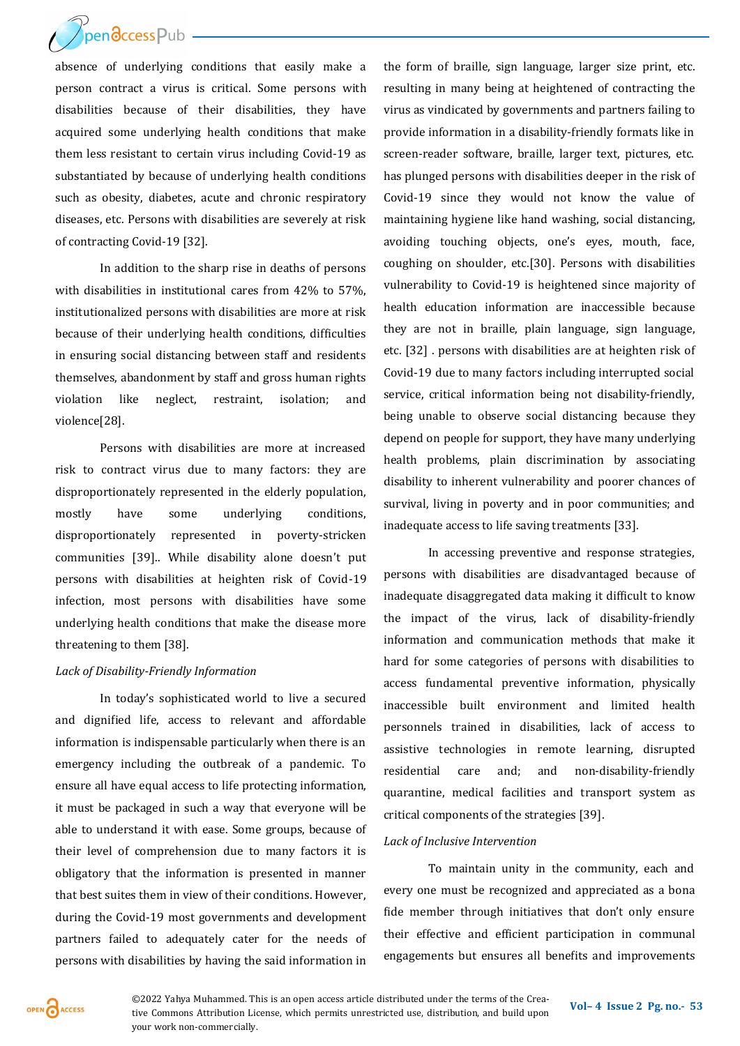absence of underlying conditions that easily make a person contract a virus is critical. Some persons with disabilities because of their disabilities, they have acquired some underlying health conditions that make them less resistant to certain virus including Covid-19 as substantiated by because of underlying health conditions such as obesity, diabetes, acute and chronic respiratory diseases, etc. Persons with disabilities are severely at risk of contracting Covid-19 [32].

In addition to the sharp rise in deaths of persons with disabilities in institutional cares from 42% to 57%, institutionalized persons with disabilities are more at risk because of their underlying health conditions, difficulties in ensuring social distancing between staff and residents themselves, abandonment by staff and gross human rights violation like neglect, restraint, isolation; and violence[28].

Persons with disabilities are more at increased risk to contract virus due to many factors: they are disproportionately represented in the elderly population, mostly have some underlying conditions, disproportionately represented in poverty-stricken communities [39].. While disability alone doesn't put persons with disabilities at heighten risk of Covid-19 infection, most persons with disabilities have some underlying health conditions that make the disease more threatening to them [38].

*Lack of Disability-Friendly Information*

In today's sophisticated world to live a secured and dignified life, access to relevant and affordable information is indispensable particularly when there is an emergency including the outbreak of a pandemic. To ensure all have equal access to life protecting information, it must be packaged in such a way that everyone will be able to understand it with ease. Some groups, because of their level of comprehension due to many factors it is obligatory that the information is presented in manner that best suites them in view of their conditions. However, during the Covid-19 most governments and development partners failed to adequately cater for the needs of persons with disabilities by having the said information in the form of braille, sign language, larger size print, etc. resulting in many being at heightened of contracting the virus as vindicated by governments and partners failing to provide information in a disability-friendly formats like in screen-reader software, braille, larger text, pictures, etc. has plunged persons with disabilities deeper in the risk of Covid-19 since they would not know the value of maintaining hygiene like hand washing, social distancing, avoiding touching objects, one's eyes, mouth, face, coughing on shoulder, etc.[30]. Persons with disabilities vulnerability to Covid-19 is heightened since majority of health education information are inaccessible because they are not in braille, plain language, sign language, etc. [32] . persons with disabilities are at heighten risk of Covid-19 due to many factors including interrupted social service, critical information being not disability-friendly, being unable to observe social distancing because they depend on people for support, they have many underlying health problems, plain discrimination by associating disability to inherent vulnerability and poorer chances of survival, living in poverty and in poor communities; and inadequate access to life saving treatments [33].

In accessing preventive and response strategies, persons with disabilities are disadvantaged because of inadequate disaggregated data making it difficult to know the impact of the virus, lack of disability-friendly information and communication methods that make it hard for some categories of persons with disabilities to access fundamental preventive information, physically inaccessible built environment and limited health personnels trained in disabilities, lack of access to assistive technologies in remote learning, disrupted residential care and; and non-disability-friendly quarantine, medical facilities and transport system as critical components of the strategies [39].

*Lack of Inclusive Intervention*

To maintain unity in the community, each and every one must be recognized and appreciated as a bona fide member through initiatives that don't only ensure their effective and efficient participation in communal engagements but ensures all benefits and improvements

©2022 Yahya Muhammed. This is an open access article distributed under the terms of the Creative Commons Attribution License, which permits unrestricted use, distribution, and build upon your work non-commercially.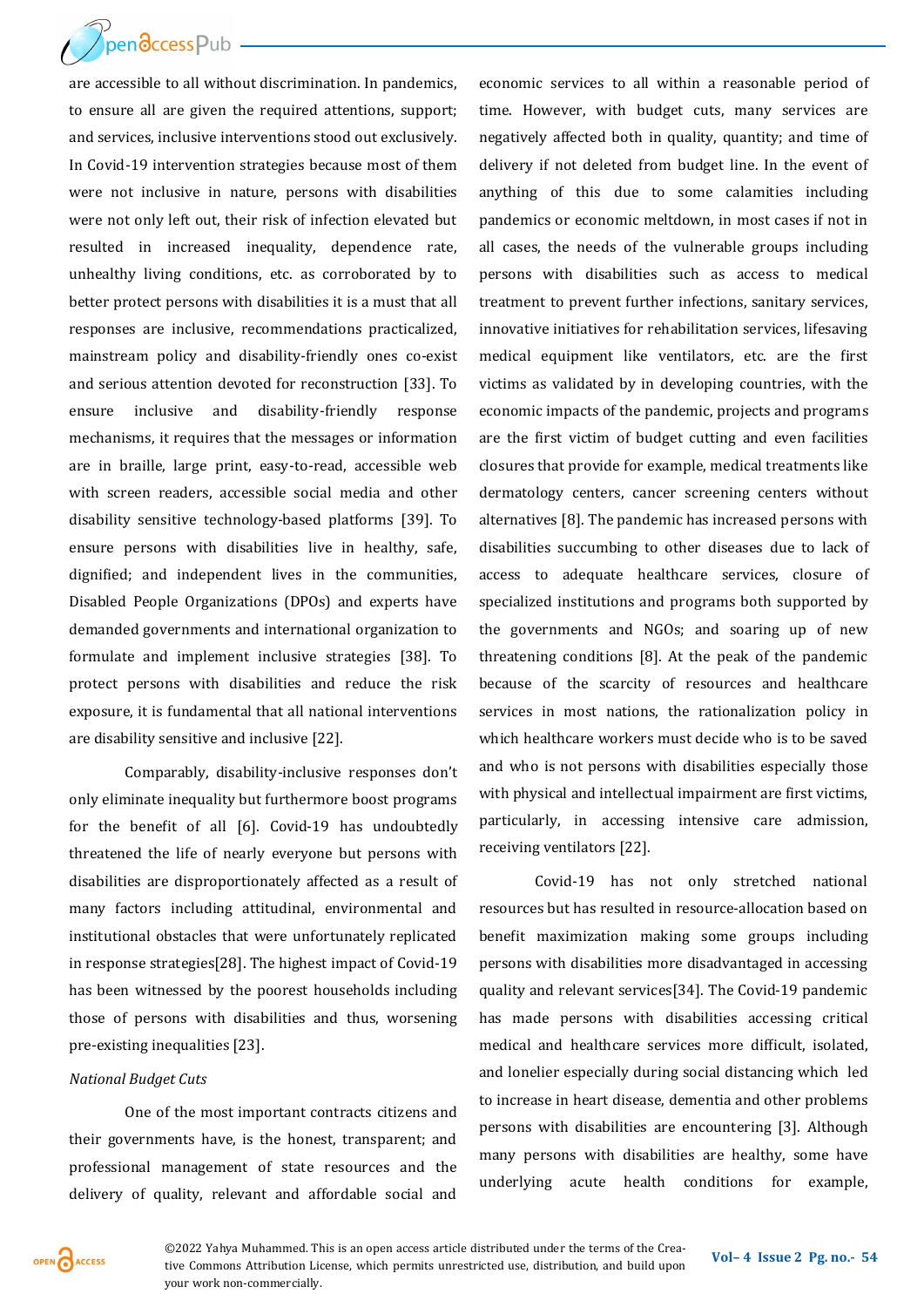are accessible to all without discrimination. In pandemics, to ensure all are given the required attentions, support; and services, inclusive interventions stood out exclusively. In Covid-19 intervention strategies because most of them were not inclusive in nature, persons with disabilities were not only left out, their risk of infection elevated but resulted in increased inequality, dependence rate, unhealthy living conditions, etc. as corroborated by to better protect persons with disabilities it is a must that all responses are inclusive, recommendations practicalized, mainstream policy and disability-friendly ones co-exist and serious attention devoted for reconstruction [33]. To ensure inclusive and disability-friendly response mechanisms, it requires that the messages or information are in braille, large print, easy-to-read, accessible web with screen readers, accessible social media and other disability sensitive technology-based platforms [39]. To ensure persons with disabilities live in healthy, safe, dignified; and independent lives in the communities, Disabled People Organizations (DPOs) and experts have demanded governments and international organization to formulate and implement inclusive strategies [38]. To protect persons with disabilities and reduce the risk exposure, it is fundamental that all national interventions are disability sensitive and inclusive [22].

Comparably, disability-inclusive responses don't only eliminate inequality but furthermore boost programs for the benefit of all [6]. Covid-19 has undoubtedly threatened the life of nearly everyone but persons with disabilities are disproportionately affected as a result of many factors including attitudinal, environmental and institutional obstacles that were unfortunately replicated in response strategies[28]. The highest impact of Covid-19 has been witnessed by the poorest households including those of persons with disabilities and thus, worsening pre-existing inequalities [23].

*National Budget Cuts*

One of the most important contracts citizens and their governments have, is the honest, transparent; and professional management of state resources and the delivery of quality, relevant and affordable social and economic services to all within a reasonable period of time. However, with budget cuts, many services are negatively affected both in quality, quantity; and time of delivery if not deleted from budget line. In the event of anything of this due to some calamities including pandemics or economic meltdown, in most cases if not in all cases, the needs of the vulnerable groups including persons with disabilities such as access to medical treatment to prevent further infections, sanitary services, innovative initiatives for rehabilitation services, lifesaving medical equipment like ventilators, etc. are the first victims as validated by in developing countries, with the economic impacts of the pandemic, projects and programs are the first victim of budget cutting and even facilities closures that provide for example, medical treatments like dermatology centers, cancer screening centers without alternatives [8]. The pandemic has increased persons with disabilities succumbing to other diseases due to lack of access to adequate healthcare services, closure of specialized institutions and programs both supported by the governments and NGOs; and soaring up of new threatening conditions [8]. At the peak of the pandemic because of the scarcity of resources and healthcare services in most nations, the rationalization policy in which healthcare workers must decide who is to be saved and who is not persons with disabilities especially those with physical and intellectual impairment are first victims, particularly, in accessing intensive care admission, receiving ventilators [22].

Covid-19 has not only stretched national resources but has resulted in resource-allocation based on benefit maximization making some groups including persons with disabilities more disadvantaged in accessing quality and relevant services[34]. The Covid-19 pandemic has made persons with disabilities accessing critical medical and healthcare services more difficult, isolated, and lonelier especially during social distancing which led to increase in heart disease, dementia and other problems persons with disabilities are encountering [3]. Although many persons with disabilities are healthy, some have underlying acute health conditions for example,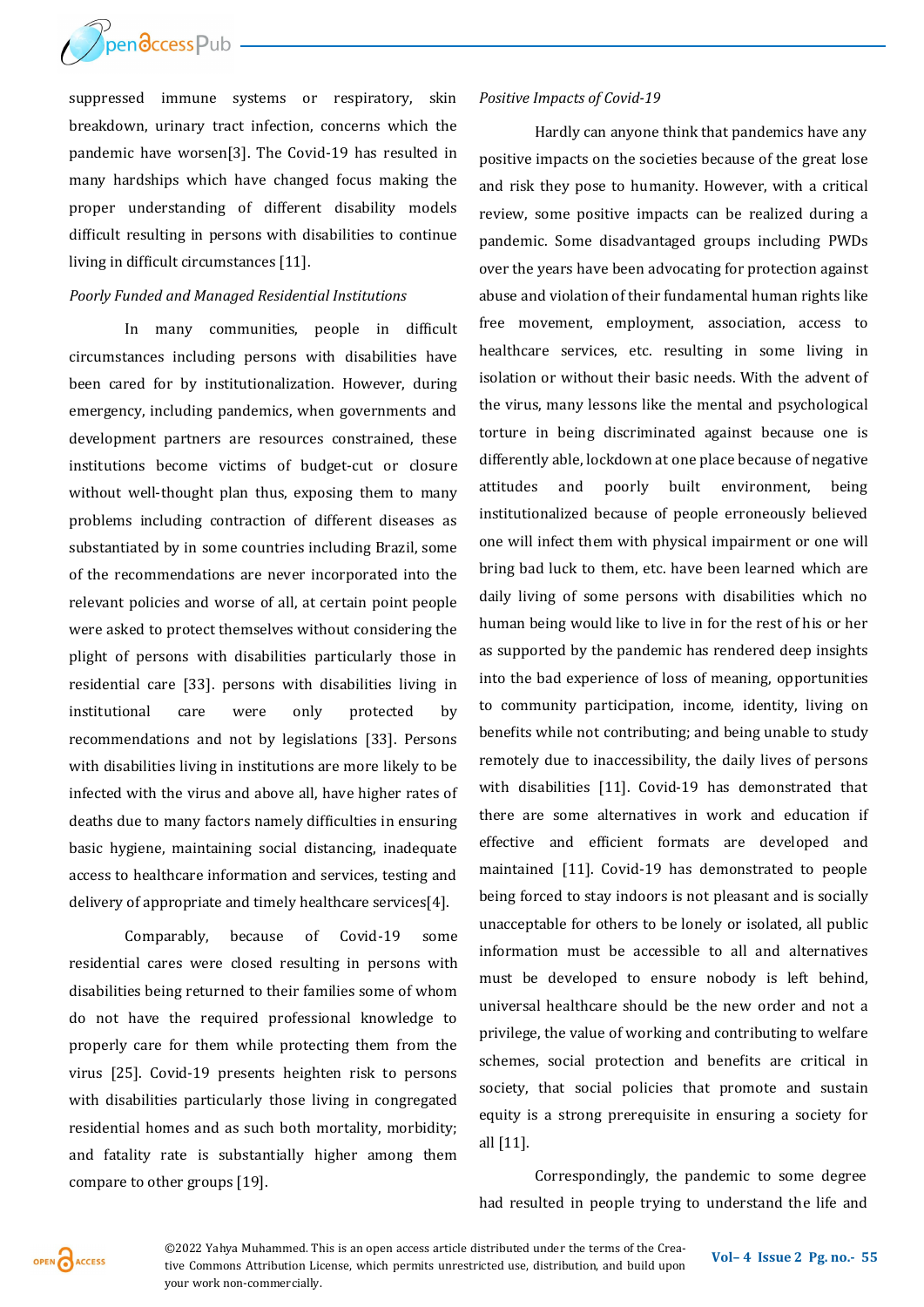suppressed immune systems or respiratory, skin breakdown, urinary tract infection, concerns which the pandemic have worsen[3]. The Covid-19 has resulted in many hardships which have changed focus making the proper understanding of different disability models difficult resulting in persons with disabilities to continue living in difficult circumstances [11].

*Poorly Funded and Managed Residential Institutions*

In many communities, people in difficult circumstances including persons with disabilities have been cared for by institutionalization. However, during emergency, including pandemics, when governments and development partners are resources constrained, these institutions become victims of budget-cut or closure without well-thought plan thus, exposing them to many problems including contraction of different diseases as substantiated by in some countries including Brazil, some of the recommendations are never incorporated into the relevant policies and worse of all, at certain point people were asked to protect themselves without considering the plight of persons with disabilities particularly those in residential care [33]. persons with disabilities living in institutional care were only protected by recommendations and not by legislations [33]. Persons with disabilities living in institutions are more likely to be infected with the virus and above all, have higher rates of deaths due to many factors namely difficulties in ensuring basic hygiene, maintaining social distancing, inadequate access to healthcare information and services, testing and delivery of appropriate and timely healthcare services[4].

Comparably, because of Covid-19 some residential cares were closed resulting in persons with disabilities being returned to their families some of whom do not have the required professional knowledge to properly care for them while protecting them from the virus [25]. Covid-19 presents heighten risk to persons with disabilities particularly those living in congregated residential homes and as such both mortality, morbidity; and fatality rate is substantially higher among them compare to other groups [19].

*Positive Impacts of Covid-19*

Hardly can anyone think that pandemics have any positive impacts on the societies because of the great lose and risk they pose to humanity. However, with a critical review, some positive impacts can be realized during a pandemic. Some disadvantaged groups including PWDs over the years have been advocating for protection against abuse and violation of their fundamental human rights like free movement, employment, association, access to healthcare services, etc. resulting in some living in isolation or without their basic needs. With the advent of the virus, many lessons like the mental and psychological torture in being discriminated against because one is differently able, lockdown at one place because of negative attitudes and poorly built environment, being institutionalized because of people erroneously believed one will infect them with physical impairment or one will bring bad luck to them, etc. have been learned which are daily living of some persons with disabilities which no human being would like to live in for the rest of his or her as supported by the pandemic has rendered deep insights into the bad experience of loss of meaning, opportunities to community participation, income, identity, living on benefits while not contributing; and being unable to study remotely due to inaccessibility, the daily lives of persons with disabilities [11]. Covid-19 has demonstrated that there are some alternatives in work and education if effective and efficient formats are developed and maintained [11]. Covid-19 has demonstrated to people being forced to stay indoors is not pleasant and is socially unacceptable for others to be lonely or isolated, all public information must be accessible to all and alternatives must be developed to ensure nobody is left behind, universal healthcare should be the new order and not a privilege, the value of working and contributing to welfare schemes, social protection and benefits are critical in society, that social policies that promote and sustain equity is a strong prerequisite in ensuring a society for all [11].

Correspondingly, the pandemic to some degree had resulted in people trying to understand the life and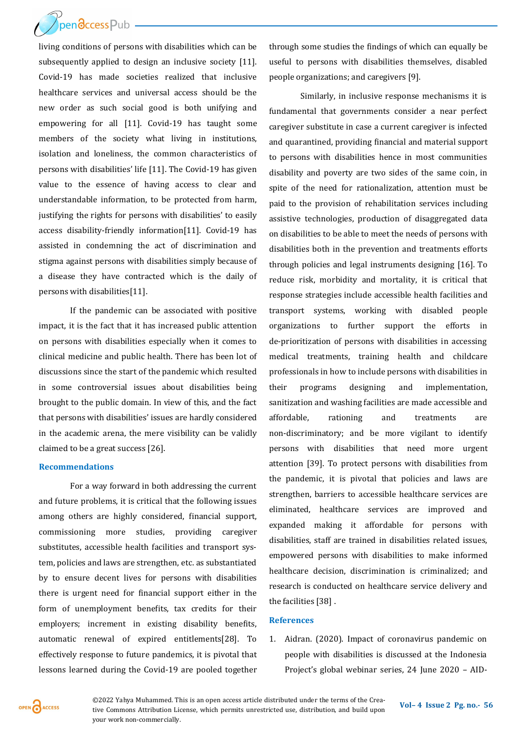living conditions of persons with disabilities which can be subsequently applied to design an inclusive society [11]. Covid-19 has made societies realized that inclusive healthcare services and universal access should be the new order as such social good is both unifying and empowering for all [11]. Covid-19 has taught some members of the society what living in institutions, isolation and loneliness, the common characteristics of persons with disabilities' life [11]. The Covid-19 has given value to the essence of having access to clear and understandable information, to be protected from harm, justifying the rights for persons with disabilities' to easily access disability-friendly information[11]. Covid-19 has assisted in condemning the act of discrimination and stigma against persons with disabilities simply because of a disease they have contracted which is the daily of persons with disabilities[11].

If the pandemic can be associated with positive impact, it is the fact that it has increased public attention on persons with disabilities especially when it comes to clinical medicine and public health. There has been lot of discussions since the start of the pandemic which resulted in some controversial issues about disabilities being brought to the public domain. In view of this, and the fact that persons with disabilities' issues are hardly considered in the academic arena, the mere visibility can be validly claimed to be a great success [26].

## Recommendations

For a way forward in both addressing the current and future problems, it is critical that the following issues among others are highly considered, financial support, commissioning more studies, providing caregiver substitutes, accessible health facilities and transport system, policies and laws are strengthen, etc. as substantiated by to ensure decent lives for persons with disabilities there is urgent need for financial support either in the form of unemployment benefits, tax credits for their employers; increment in existing disability benefits, automatic renewal of expired entitlements[28]. To effectively response to future pandemics, it is pivotal that lessons learned during the Covid-19 are pooled together through some studies the findings of which can equally be useful to persons with disabilities themselves, disabled people organizations; and caregivers [9].

Similarly, in inclusive response mechanisms it is fundamental that governments consider a near perfect caregiver substitute in case a current caregiver is infected and quarantined, providing financial and material support to persons with disabilities hence in most communities disability and poverty are two sides of the same coin, in spite of the need for rationalization, attention must be paid to the provision of rehabilitation services including assistive technologies, production of disaggregated data on disabilities to be able to meet the needs of persons with disabilities both in the prevention and treatments efforts through policies and legal instruments designing [16]. To reduce risk, morbidity and mortality, it is critical that response strategies include accessible health facilities and transport systems, working with disabled people organizations to further support the efforts in de-prioritization of persons with disabilities in accessing medical treatments, training health and childcare professionals in how to include persons with disabilities in their programs designing and implementation, sanitization and washing facilities are made accessible and affordable, rationing and treatments are non-discriminatory; and be more vigilant to identify persons with disabilities that need more urgent attention [39]. To protect persons with disabilities from the pandemic, it is pivotal that policies and laws are strengthen, barriers to accessible healthcare services are eliminated, healthcare services are improved and expanded making it affordable for persons with disabilities, staff are trained in disabilities related issues, empowered persons with disabilities to make informed healthcare decision, discrimination is criminalized; and research is conducted on healthcare service delivery and the facilities [38] .

## References

1. Aidran. (2020). Impact of coronavirus pandemic on people with disabilities is discussed at the Indonesia Project's global webinar series, 24 June 2020 – AID-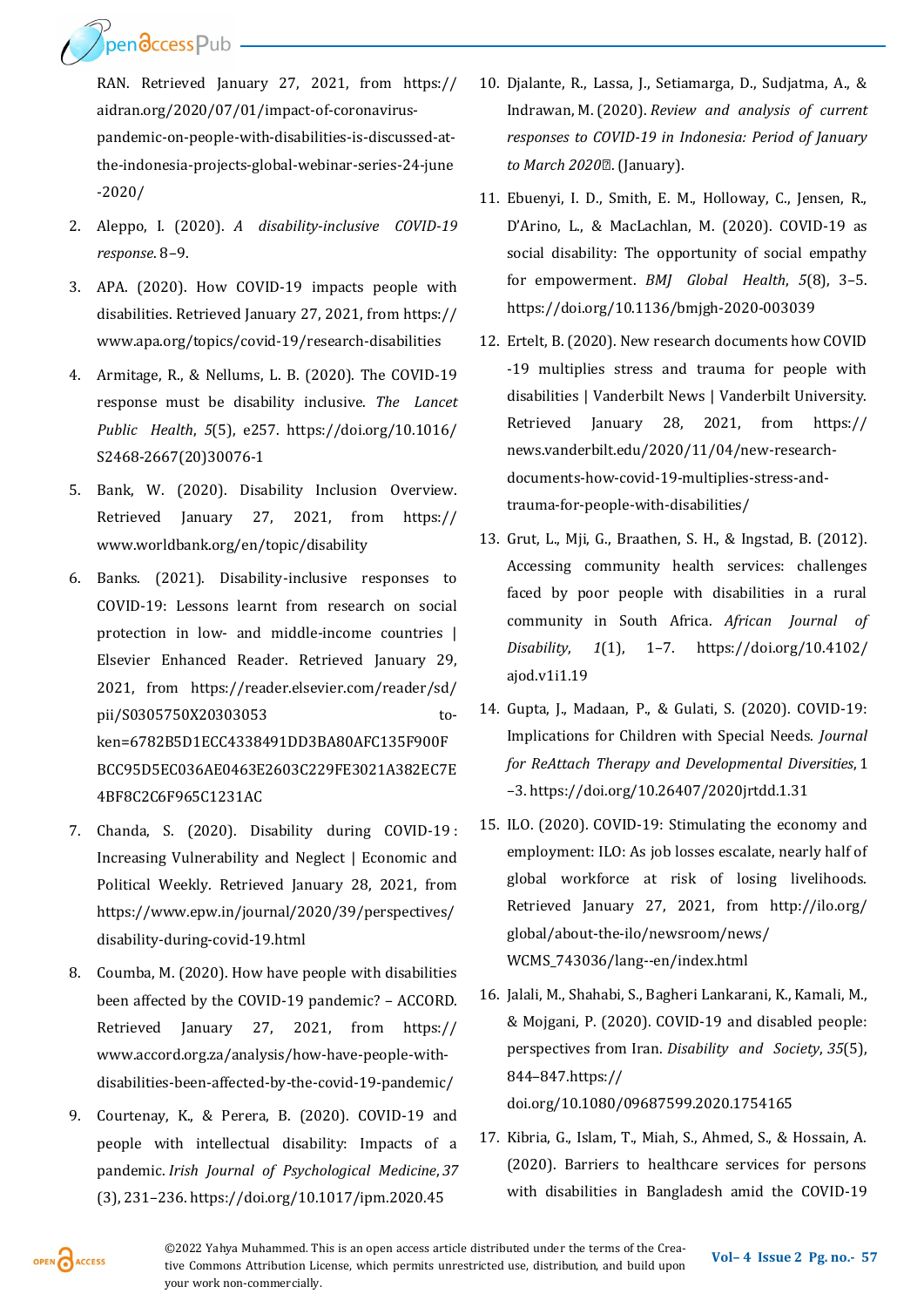RAN. Retrieved January 27, 2021, from https://aidran.org/2020/07/01/impact-of-coronavirus-pandemic-on-people-with-disabilities-is-discussed-at-the-indonesia-projects-global-webinar-series-24-june-2020/

2. Aleppo, I. (2020). *A disability-inclusive COVID-19 response*. 8–9.

3. APA. (2020). How COVID-19 impacts people with disabilities. Retrieved January 27, 2021, from https://www.apa.org/topics/covid-19/research-disabilities

4. Armitage, R., & Nellums, L. B. (2020). The COVID-19 response must be disability inclusive. *The Lancet Public Health*, *5*(5), e257. https://doi.org/10.1016/S2468-2667(20)30076-1

5. Bank, W. (2020). Disability Inclusion Overview. Retrieved January 27, 2021, from https://www.worldbank.org/en/topic/disability

6. Banks. (2021). Disability-inclusive responses to COVID-19: Lessons learnt from research on social protection in low- and middle-income countries | Elsevier Enhanced Reader. Retrieved January 29, 2021, from https://reader.elsevier.com/reader/sd/pii/S0305750X20303053 token=6782B5D1ECC4338491DD3BA80AFC135F900FBCC95D5EC036AE0463E2603C229FE3021A382EC7E4BF8C2C6F965C1231AC

7. Chanda, S. (2020). Disability during COVID-19 : Increasing Vulnerability and Neglect | Economic and Political Weekly. Retrieved January 28, 2021, from https://www.epw.in/journal/2020/39/perspectives/disability-during-covid-19.html

8. Coumba, M. (2020). How have people with disabilities been affected by the COVID-19 pandemic? – ACCORD. Retrieved January 27, 2021, from https://www.accord.org.za/analysis/how-have-people-with-disabilities-been-affected-by-the-covid-19-pandemic/

9. Courtenay, K., & Perera, B. (2020). COVID-19 and people with intellectual disability: Impacts of a pandemic. *Irish Journal of Psychological Medicine*, *37*(3), 231–236. https://doi.org/10.1017/ipm.2020.45

10. Djalante, R., Lassa, J., Setiamarga, D., Sudjatma, A., & Indrawan, M. (2020). *Review and analysis of current responses to COVID-19 in Indonesia: Period of January to March 2020*. (January).

11. Ebuenyi, I. D., Smith, E. M., Holloway, C., Jensen, R., D'Arino, L., & MacLachlan, M. (2020). COVID-19 as social disability: The opportunity of social empathy for empowerment. *BMJ Global Health*, *5*(8), 3–5. https://doi.org/10.1136/bmjgh-2020-003039

12. Ertelt, B. (2020). New research documents how COVID-19 multiplies stress and trauma for people with disabilities | Vanderbilt News | Vanderbilt University. Retrieved January 28, 2021, from https://news.vanderbilt.edu/2020/11/04/new-research-documents-how-covid-19-multiplies-stress-and-trauma-for-people-with-disabilities/

13. Grut, L., Mji, G., Braathen, S. H., & Ingstad, B. (2012). Accessing community health services: challenges faced by poor people with disabilities in a rural community in South Africa. *African Journal of Disability*, *1*(1), 1–7. https://doi.org/10.4102/ajod.v1i1.19

14. Gupta, J., Madaan, P., & Gulati, S. (2020). COVID-19: Implications for Children with Special Needs. *Journal for ReAttach Therapy and Developmental Diversities*, 1–3. https://doi.org/10.26407/2020jrtdd.1.31

15. ILO. (2020). COVID-19: Stimulating the economy and employment: ILO: As job losses escalate, nearly half of global workforce at risk of losing livelihoods. Retrieved January 27, 2021, from http://ilo.org/global/about-the-ilo/newsroom/news/WCMS_743036/lang--en/index.html

16. Jalali, M., Shahabi, S., Bagheri Lankarani, K., Kamali, M., & Mojgani, P. (2020). COVID-19 and disabled people: perspectives from Iran. *Disability and Society*, *35*(5), 844–847.https://doi.org/10.1080/09687599.2020.1754165

17. Kibria, G., Islam, T., Miah, S., Ahmed, S., & Hossain, A. (2020). Barriers to healthcare services for persons with disabilities in Bangladesh amid the COVID-19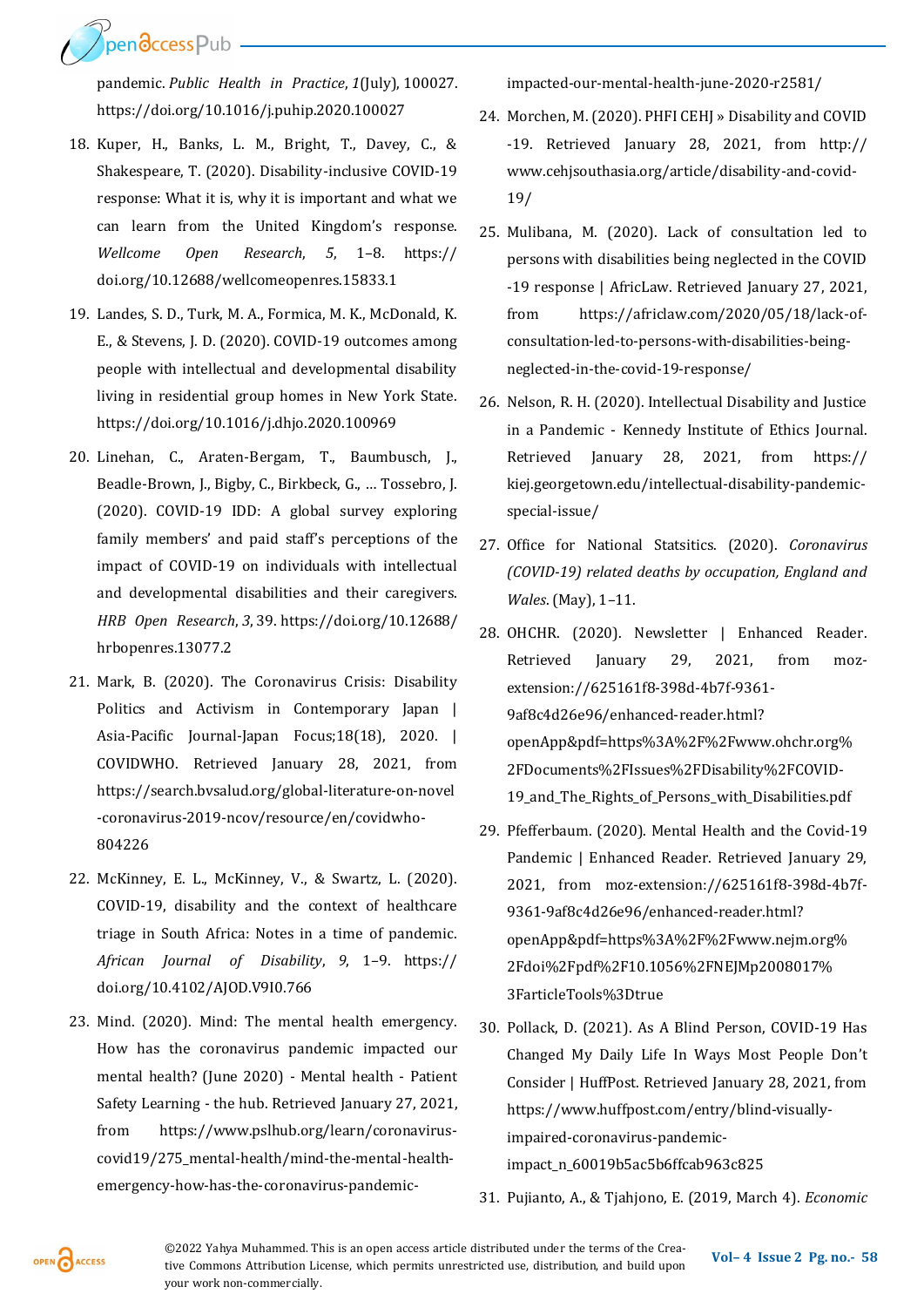pandemic. *Public Health in Practice*, *1*(July), 100027. https://doi.org/10.1016/j.puhip.2020.100027

18. Kuper, H., Banks, L. M., Bright, T., Davey, C., & Shakespeare, T. (2020). Disability-inclusive COVID-19 response: What it is, why it is important and what we can learn from the United Kingdom's response. *Wellcome Open Research*, *5*, 1–8. https://doi.org/10.12688/wellcomeopenres.15833.1

19. Landes, S. D., Turk, M. A., Formica, M. K., McDonald, K. E., & Stevens, J. D. (2020). COVID-19 outcomes among people with intellectual and developmental disability living in residential group homes in New York State. https://doi.org/10.1016/j.dhjo.2020.100969

20. Linehan, C., Araten-Bergam, T., Baumbusch, J., Beadle-Brown, J., Bigby, C., Birkbeck, G., … Tossebro, J. (2020). COVID-19 IDD: A global survey exploring family members' and paid staff's perceptions of the impact of COVID-19 on individuals with intellectual and developmental disabilities and their caregivers. *HRB Open Research*, *3*, 39. https://doi.org/10.12688/hrbopenres.13077.2

21. Mark, B. (2020). The Coronavirus Crisis: Disability Politics and Activism in Contemporary Japan | Asia-Pacific Journal-Japan Focus;18(18), 2020. | COVIDWHO. Retrieved January 28, 2021, from https://search.bvsalud.org/global-literature-on-novel-coronavirus-2019-ncov/resource/en/covidwho-804226

22. McKinney, E. L., McKinney, V., & Swartz, L. (2020). COVID-19, disability and the context of healthcare triage in South Africa: Notes in a time of pandemic. *African Journal of Disability*, *9*, 1–9. https://doi.org/10.4102/AJOD.V9I0.766

23. Mind. (2020). Mind: The mental health emergency. How has the coronavirus pandemic impacted our mental health? (June 2020) - Mental health - Patient Safety Learning - the hub. Retrieved January 27, 2021, from https://www.pslhub.org/learn/coronavirus-covid19/275_mental-health/mind-the-mental-health-emergency-how-has-the-coronavirus-pandemic-impacted-our-mental-health-june-2020-r2581/

24. Morchen, M. (2020). PHFI CEHJ » Disability and COVID-19. Retrieved January 28, 2021, from http://www.cehjsouthasia.org/article/disability-and-covid-19/

25. Mulibana, M. (2020). Lack of consultation led to persons with disabilities being neglected in the COVID-19 response | AfricLaw. Retrieved January 27, 2021, from https://africlaw.com/2020/05/18/lack-of-consultation-led-to-persons-with-disabilities-being-neglected-in-the-covid-19-response/

26. Nelson, R. H. (2020). Intellectual Disability and Justice in a Pandemic - Kennedy Institute of Ethics Journal. Retrieved January 28, 2021, from https://kiej.georgetown.edu/intellectual-disability-pandemic-special-issue/

27. Office for National Statsitics. (2020). *Coronavirus (COVID-19) related deaths by occupation, England and Wales*. (May), 1–11.

28. OHCHR. (2020). Newsletter | Enhanced Reader. Retrieved January 29, 2021, from moz-extension://625161f8-398d-4b7f-9361-9af8c4d26e96/enhanced-reader.html?openApp&pdf=https%3A%2F%2Fwww.ohchr.org%2FDocuments%2FIssues%2FDisability%2FCOVID-19_and_The_Rights_of_Persons_with_Disabilities.pdf

29. Pfefferbaum. (2020). Mental Health and the Covid-19 Pandemic | Enhanced Reader. Retrieved January 29, 2021, from moz-extension://625161f8-398d-4b7f-9361-9af8c4d26e96/enhanced-reader.html?openApp&pdf=https%3A%2F%2Fwww.nejm.org%2Fdoi%2Fpdf%2F10.1056%2FNEJMp2008017%3FarticleTools%3Dtrue

30. Pollack, D. (2021). As A Blind Person, COVID-19 Has Changed My Daily Life In Ways Most People Don't Consider | HuffPost. Retrieved January 28, 2021, from https://www.huffpost.com/entry/blind-visually-impaired-coronavirus-pandemic-impact_n_60019b5ac5b6ffcab963c825

31. Pujianto, A., & Tjahjono, E. (2019, March 4). *Economic*

©2022 Yahya Muhammed. This is an open access article distributed under the terms of the Creative Commons Attribution License, which permits unrestricted use, distribution, and build upon your work non-commercially.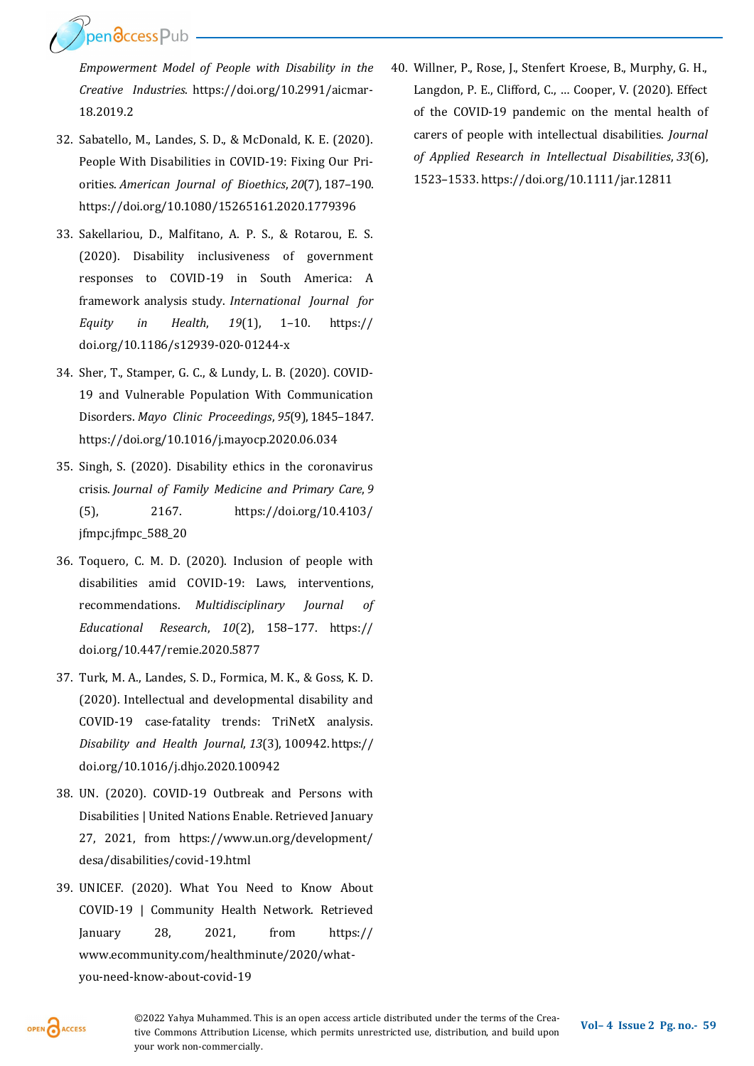*Empowerment Model of People with Disability in the Creative Industries*. https://doi.org/10.2991/aicmar-18.2019.2

32. Sabatello, M., Landes, S. D., & McDonald, K. E. (2020). People With Disabilities in COVID-19: Fixing Our Priorities. *American Journal of Bioethics*, *20*(7), 187–190. https://doi.org/10.1080/15265161.2020.1779396

33. Sakellariou, D., Malfitano, A. P. S., & Rotarou, E. S. (2020). Disability inclusiveness of government responses to COVID-19 in South America: A framework analysis study. *International Journal for Equity in Health*, *19*(1), 1–10. https://doi.org/10.1186/s12939-020-01244-x

34. Sher, T., Stamper, G. C., & Lundy, L. B. (2020). COVID-19 and Vulnerable Population With Communication Disorders. *Mayo Clinic Proceedings*, *95*(9), 1845–1847. https://doi.org/10.1016/j.mayocp.2020.06.034

35. Singh, S. (2020). Disability ethics in the coronavirus crisis. *Journal of Family Medicine and Primary Care*, *9*(5), 2167. https://doi.org/10.4103/jfmpc.jfmpc_588_20

36. Toquero, C. M. D. (2020). Inclusion of people with disabilities amid COVID-19: Laws, interventions, recommendations. *Multidisciplinary Journal of Educational Research*, *10*(2), 158–177. https://doi.org/10.447/remie.2020.5877

37. Turk, M. A., Landes, S. D., Formica, M. K., & Goss, K. D. (2020). Intellectual and developmental disability and COVID-19 case-fatality trends: TriNetX analysis. *Disability and Health Journal*, *13*(3), 100942. https://doi.org/10.1016/j.dhjo.2020.100942

38. UN. (2020). COVID-19 Outbreak and Persons with Disabilities | United Nations Enable. Retrieved January 27, 2021, from https://www.un.org/development/desa/disabilities/covid-19.html

39. UNICEF. (2020). What You Need to Know About COVID-19 | Community Health Network. Retrieved January 28, 2021, from https://www.ecommunity.com/healthminute/2020/what-you-need-know-about-covid-19

40. Willner, P., Rose, J., Stenfert Kroese, B., Murphy, G. H., Langdon, P. E., Clifford, C., … Cooper, V. (2020). Effect of the COVID-19 pandemic on the mental health of carers of people with intellectual disabilities. *Journal of Applied Research in Intellectual Disabilities*, *33*(6), 1523–1533. https://doi.org/10.1111/jar.12811